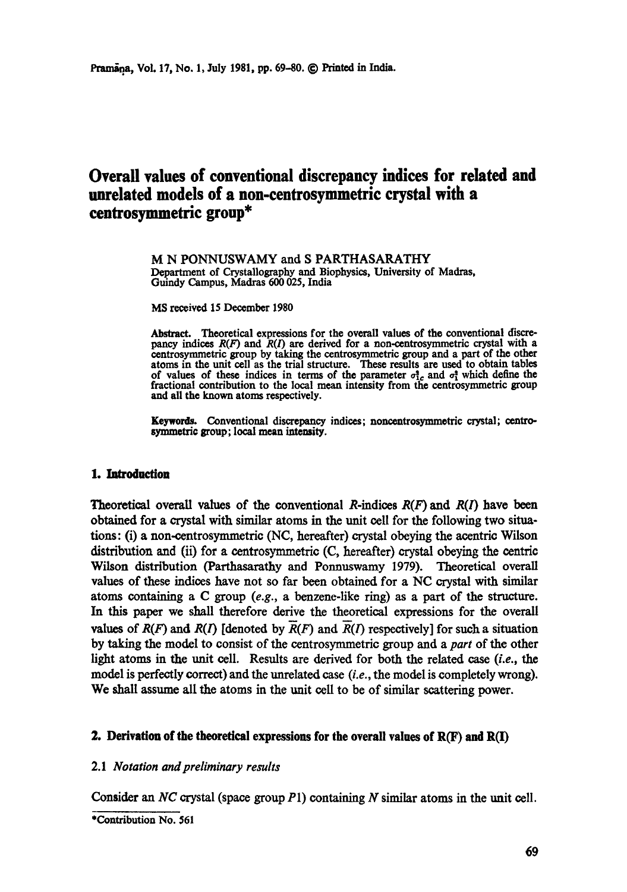# Overall values of conventional discrepancy indices for related and unrelated models of a non-centrosymmetric crystal with a centrosymmetric group*

M N PONNUSWAMY and S PARTHASARATHY
Department of Crystallography and Biophysics, University of Madras, Guindy Campus, Madras 600 025, India

MS received 15 December 1980

**Abstract.** Theoretical expressions for the overall values of the conventional discrepancy indices $R(F)$ and $R(I)$ are derived for a non-centrosymmetric crystal with a centrosymmetric group by taking the centrosymmetric group and a part of the other atoms in the unit cell as the trial structure. These results are used to obtain tables of values of these indices in terms of the parameter $\sigma_{1c}^2$ and $\sigma_1^2$ which define the fractional contribution to the local mean intensity from the centrosymmetric group and all the known atoms respectively.

**Keywords.** Conventional discrepancy indices; noncentrosymmetric crystal; centrosymmetric group; local mean intensity.

## 1. Introduction

Theoretical overall values of the conventional $R$-indices $R(F)$ and $R(I)$ have been obtained for a crystal with similar atoms in the unit cell for the following two situations: (i) a non-centrosymmetric (NC, hereafter) crystal obeying the acentric Wilson distribution and (ii) for a centrosymmetric (C, hereafter) crystal obeying the centric Wilson distribution (Parthasarathy and Ponnuswamy 1979). Theoretical overall values of these indices have not so far been obtained for a NC crystal with similar atoms containing a C group (*e.g.*, a benzene-like ring) as a part of the structure. In this paper we shall therefore derive the theoretical expressions for the overall values of $R(F)$ and $R(I)$ [denoted by $\bar{R}(F)$ and $\bar{R}(I)$ respectively] for such a situation by taking the model to consist of the centrosymmetric group and a *part* of the other light atoms in the unit cell. Results are derived for both the related case (*i.e.*, the model is perfectly correct) and the unrelated case (*i.e.*, the model is completely wrong). We shall assume all the atoms in the unit cell to be of similar scattering power.

## 2. Derivation of the theoretical expressions for the overall values of R(F) and R(I)

### 2.1 *Notation and preliminary results*

Consider an *NC* crystal (space group $P1$) containing $N$ similar atoms in the unit cell.

*Contribution No. 561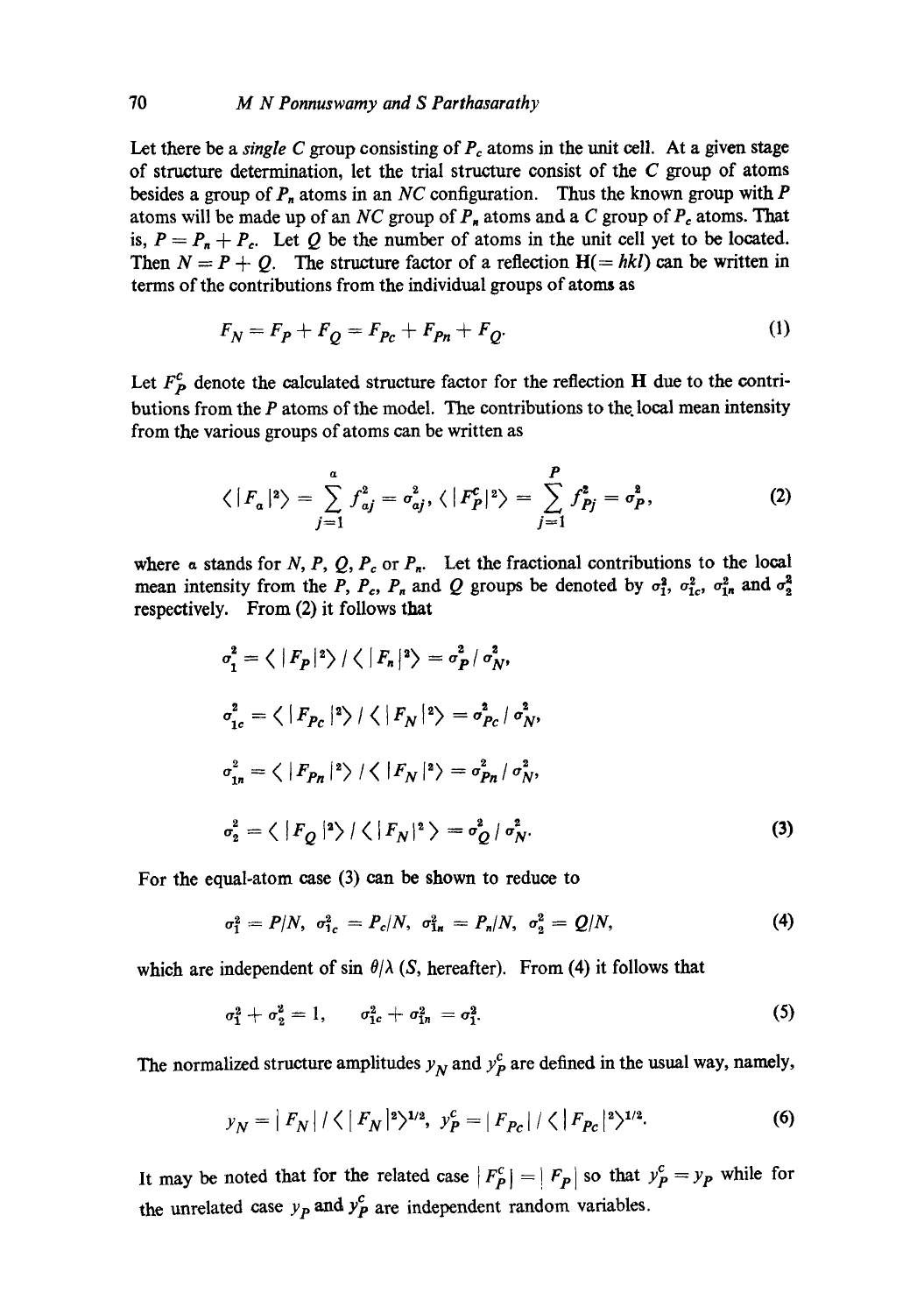Let there be a *single C* group consisting of $P_c$ atoms in the unit cell. At a given stage of structure determination, let the trial structure consist of the $C$ group of atoms besides a group of $P_n$ atoms in an $NC$ configuration. Thus the known group with $P$ atoms will be made up of an $NC$ group of $P_n$ atoms and a $C$ group of $P_c$ atoms. That is, $P = P_n + P_c$. Let $Q$ be the number of atoms in the unit cell yet to be located. Then $N = P + Q$. The structure factor of a reflection $\mathbf{H}(= hkl)$ can be written in terms of the contributions from the individual groups of atoms as

$$F_N = F_P + F_Q = F_{Pc} + F_{Pn} + F_Q. \tag{1}$$

Let $F_P^c$ denote the calculated structure factor for the reflection $\mathbf{H}$ due to the contributions from the $P$ atoms of the model. The contributions to the local mean intensity from the various groups of atoms can be written as

$$\langle |F_a|^2 \rangle = \sum_{j=1}^{a} f_{aj}^2 = \sigma_{aj}^2, \; \langle |F_P^c|^2 \rangle = \sum_{j=1}^{P} f_{Pj}^2 = \sigma_P^2, \tag{2}$$

where $a$ stands for $N$, $P$, $Q$, $P_c$ or $P_n$. Let the fractional contributions to the local mean intensity from the $P$, $P_c$, $P_n$ and $Q$ groups be denoted by $\sigma_1^2$, $\sigma_{1c}^2$, $\sigma_{1n}^2$ and $\sigma_2^2$ respectively. From (2) it follows that

$$\sigma_1^2 = \langle |F_P|^2 \rangle / \langle |F_n|^2 \rangle = \sigma_P^2 / \sigma_N^2,$$

$$\sigma_{1c}^2 = \langle |F_{Pc}|^2 \rangle / \langle |F_N|^2 \rangle = \sigma_{Pc}^2 / \sigma_N^2,$$

$$\sigma_{1n}^2 = \langle |F_{Pn}|^2 \rangle / \langle |F_N|^2 \rangle = \sigma_{Pn}^2 / \sigma_N^2,$$

$$\sigma_2^2 = \langle |F_Q|^2 \rangle / \langle |F_N|^2 \rangle = \sigma_Q^2 / \sigma_N^2. \tag{3}$$

For the equal-atom case (3) can be shown to reduce to

$$\sigma_1^2 = P/N, \; \sigma_{1c}^2 = P_c/N, \; \sigma_{1n}^2 = P_n/N, \; \sigma_2^2 = Q/N, \tag{4}$$

which are independent of $\sin\theta/\lambda$ ($S$, hereafter). From (4) it follows that

$$\sigma_1^2 + \sigma_2^2 = 1, \quad \sigma_{1c}^2 + \sigma_{1n}^2 = \sigma_1^2. \tag{5}$$

The normalized structure amplitudes $y_N$ and $y_P^c$ are defined in the usual way, namely,

$$y_N = |F_N| / \langle |F_N|^2 \rangle^{1/2}, \; y_P^c = |F_{Pc}| / \langle |F_{Pc}|^2 \rangle^{1/2}. \tag{6}$$

It may be noted that for the related case $|F_P^c| = |F_P|$ so that $y_P^c = y_P$ while for the unrelated case $y_P$ and $y_P^c$ are independent random variables.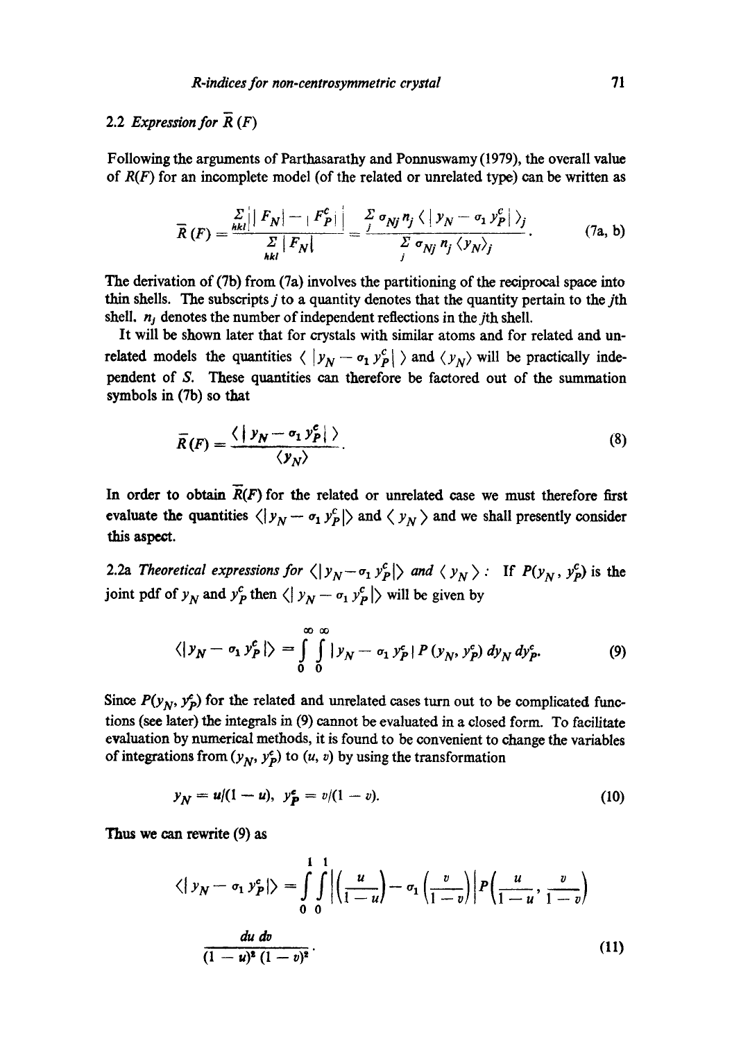### 2.2 Expression for $\bar{R}(F)$

Following the arguments of Parthasarathy and Ponnuswamy (1979), the overall value of $R(F)$ for an incomplete model (of the related or unrelated type) can be written as

$$\bar{R}(F) = \frac{\sum_{hkl} \left| |F_N| - |F_P^c| \right|}{\sum_{hkl} |F_N|} = \frac{\sum_j \sigma_{Nj} n_j \langle |y_N - \sigma_1 y_P^c| \rangle_j}{\sum_j \sigma_{Nj} n_j \langle y_N \rangle_j}. \tag{7a, b}$$

The derivation of (7b) from (7a) involves the partitioning of the reciprocal space into thin shells. The subscripts $j$ to a quantity denotes that the quantity pertain to the $j$th shell. $n_j$ denotes the number of independent reflections in the $j$th shell.

It will be shown later that for crystals with similar atoms and for related and unrelated models the quantities $\langle |y_N - \sigma_1 y_P^c| \rangle$ and $\langle y_N \rangle$ will be practically independent of $S$. These quantities can therefore be factored out of the summation symbols in (7b) so that

$$\bar{R}(F) = \frac{\langle |y_N - \sigma_1 y_P^c| \rangle}{\langle y_N \rangle}. \tag{8}$$

In order to obtain $\bar{R}(F)$ for the related or unrelated case we must therefore first evaluate the quantities $\langle |y_N - \sigma_1 y_P^c| \rangle$ and $\langle y_N \rangle$ and we shall presently consider this aspect.

*2.2a Theoretical expressions for $\langle |y_N - \sigma_1 y_P^c| \rangle$ and $\langle y_N \rangle$ :* If $P(y_N, y_P^c)$ is the joint pdf of $y_N$ and $y_P^c$ then $\langle |y_N - \sigma_1 y_P^c| \rangle$ will be given by

$$\langle |y_N - \sigma_1 y_P^c| \rangle = \int_0^\infty \int_0^\infty |y_N - \sigma_1 y_P^c| \, P(y_N, y_P^c) \, dy_N \, dy_P^c. \tag{9}$$

Since $P(y_N, y_P^c)$ for the related and unrelated cases turn out to be complicated functions (see later) the integrals in (9) cannot be evaluated in a closed form. To facilitate evaluation by numerical methods, it is found to be convenient to change the variables of integrations from $(y_N, y_P^c)$ to $(u, v)$ by using the transformation

$$y_N = u/(1-u), \quad y_P^c = v/(1-v). \tag{10}$$

Thus we can rewrite (9) as

$$\langle |y_N - \sigma_1 y_P^c| \rangle = \int_0^1 \int_0^1 \left| \left(\frac{u}{1-u}\right) - \sigma_1 \left(\frac{v}{1-v}\right) \right| P\left(\frac{u}{1-u}, \frac{v}{1-v}\right) \frac{du \, dv}{(1-u)^2 (1-v)^2}. \tag{11}$$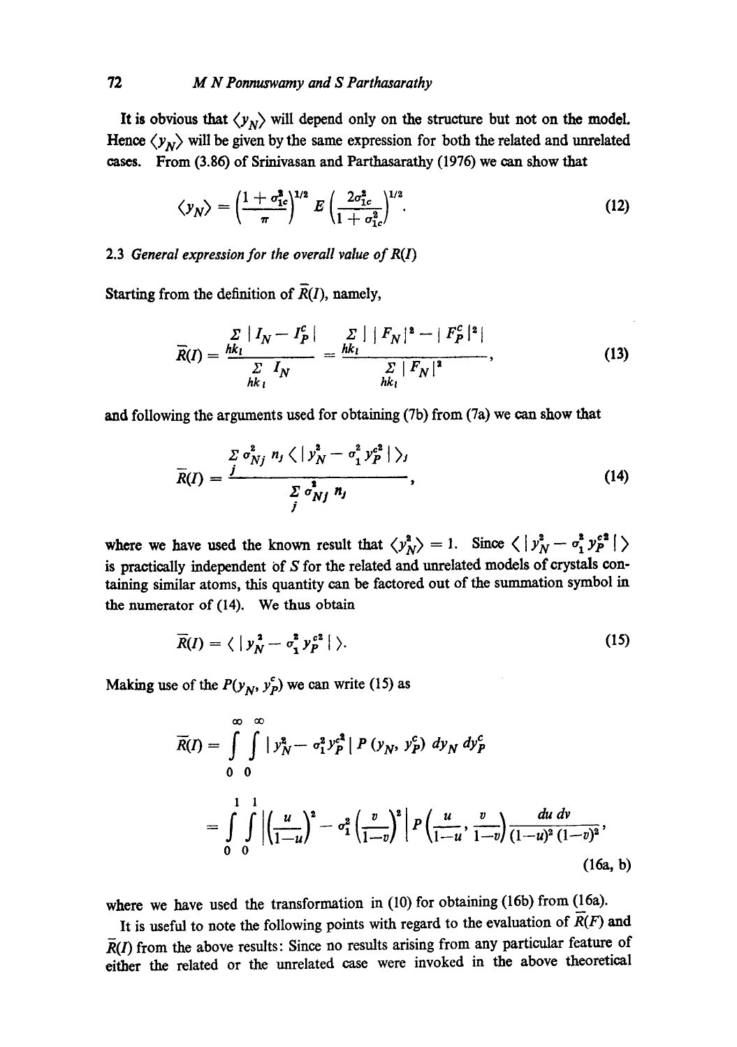It is obvious that $\langle y_N \rangle$ will depend only on the structure but not on the model. Hence $\langle y_N \rangle$ will be given by the same expression for both the related and unrelated cases. From (3.86) of Srinivasan and Parthasarathy (1976) we can show that

$$\langle y_N \rangle = \left(\frac{1+\sigma_{1c}^2}{\pi}\right)^{1/2} E\left(\frac{2\sigma_{1c}^2}{1+\sigma_{1c}^2}\right)^{1/2}. \tag{12}$$

### 2.3 *General expression for the overall value of R(I)*

Starting from the definition of $\bar{R}(I)$, namely,

$$\bar{R}(I) = \frac{\sum\limits_{hkl} |I_N - I_P^c|}{\sum\limits_{hkl} I_N} = \frac{\sum\limits_{hkl} \left| |F_N|^2 - |F_P^c|^2 \right|}{\sum\limits_{hkl} |F_N|^2}, \tag{13}$$

and following the arguments used for obtaining (7b) from (7a) we can show that

$$\bar{R}(I) = \frac{\sum\limits_j \sigma_{Nj}^2 n_j \langle |y_N^2 - \sigma_1^2 y_P^{c2}| \rangle_j}{\sum\limits_j \sigma_{Nj}^2 n_j}, \tag{14}$$

where we have used the known result that $\langle y_N^2 \rangle = 1$. Since $\langle |y_N^2 - \sigma_1^2 y_P^{c2}| \rangle$ is practically independent of $S$ for the related and unrelated models of crystals containing similar atoms, this quantity can be factored out of the summation symbol in the numerator of (14). We thus obtain

$$\bar{R}(I) = \langle |y_N^2 - \sigma_1^2 y_P^{c2}| \rangle. \tag{15}$$

Making use of the $P(y_N, y_P^c)$ we can write (15) as

$$\bar{R}(I) = \int_0^\infty \int_0^\infty |y_N^2 - \sigma_1^2 y_P^{c2}| \, P(y_N, y_P^c) \, dy_N \, dy_P^c$$

$$= \int_0^1 \int_0^1 \left| \left(\frac{u}{1-u}\right)^2 - \sigma_1^2 \left(\frac{v}{1-v}\right)^2 \right| P\left(\frac{u}{1-u}, \frac{v}{1-v}\right) \frac{du\, dv}{(1-u)^2 (1-v)^2}, \tag{16a, b}$$

where we have used the transformation in (10) for obtaining (16b) from (16a).

It is useful to note the following points with regard to the evaluation of $\bar{R}(F)$ and $\bar{R}(I)$ from the above results: Since no results arising from any particular feature of either the related or the unrelated case were invoked in the above theoretical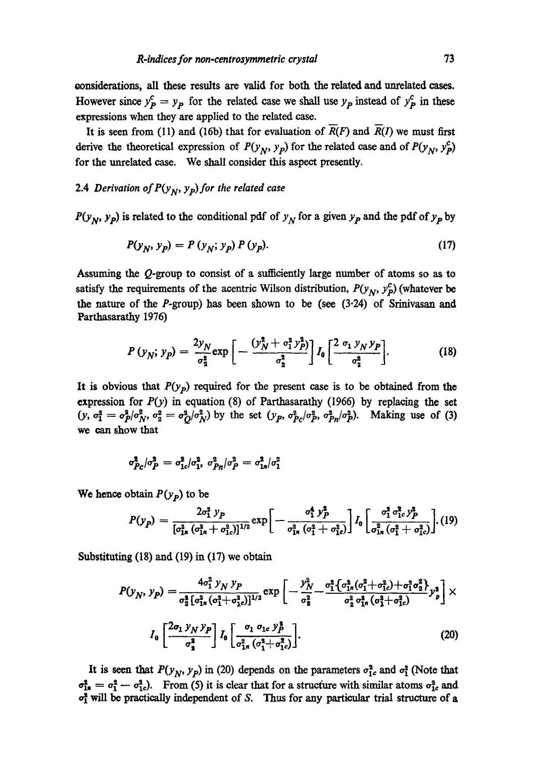considerations, all these results are valid for both the related and unrelated cases. However since $y_P^c = y_P$ for the related case we shall use $y_P$ instead of $y_P^c$ in these expressions when they are applied to the related case.

It is seen from (11) and (16b) that for evaluation of $\overline{R}(F)$ and $\overline{R}(I)$ we must first derive the theoretical expression of $P(y_N, y_P)$ for the related case and of $P(y_N, y_P^c)$ for the unrelated case. We shall consider this aspect presently.

### 2.4 *Derivation of $P(y_N, y_P)$ for the related case*

$P(y_N, y_P)$ is related to the conditional pdf of $y_N$ for a given $y_P$ and the pdf of $y_P$ by

$$P(y_N, y_P) = P(y_N; y_P)\, P(y_P). \tag{17}$$

Assuming the $Q$-group to consist of a sufficiently large number of atoms so as to satisfy the requirements of the acentric Wilson distribution, $P(y_N, y_P^c)$ (whatever be the nature of the $P$-group) has been shown to be (see (3·24) of Srinivasan and Parthasarathy 1976)

$$P(y_N; y_P) = \frac{2y_N}{\sigma_2^2}\exp\left[-\frac{(y_N^2 + \sigma_1^2 y_P^2)}{\sigma_2^2}\right] I_0\left[\frac{2\,\sigma_1\, y_N\, y_P}{\sigma_2^2}\right]. \tag{18}$$

It is obvious that $P(y_P)$ required for the present case is to be obtained from the expression for $P(y)$ in equation (8) of Parthasarathy (1966) by replacing the set $(y, \sigma_1^2 = \sigma_P^2/\sigma_N^2, \sigma_2^2 = \sigma_Q^2/\sigma_N^2)$ by the set $(y_P, \sigma_{Pc}^2/\sigma_P^2, \sigma_{Pn}^2/\sigma_P^2)$. Making use of (3) we can show that

$$\sigma_{Pc}^2/\sigma_P^2 = \sigma_{1c}^2/\sigma_1^2,\ \sigma_{Pn}^2/\sigma_P^2 = \sigma_{1n}^2/\sigma_1^2$$

We hence obtain $P(y_P)$ to be

$$P(y_P) = \frac{2\sigma_1^2\, y_P}{[\sigma_{1n}^2\,(\sigma_{1n}^2 + \sigma_{1c}^2)]^{1/2}}\exp\left[-\frac{\sigma_1^4\, y_P^2}{\sigma_{1n}^2\,(\sigma_1^2 + \sigma_{1c}^2)}\right] I_0\left[\frac{\sigma_1^2\,\sigma_{1c}^2\, y_P^2}{\sigma_{1n}^2\,(\sigma_1^2 + \sigma_{1c}^2)}\right]. \tag{19}$$

Substituting (18) and (19) in (17) we obtain

$$P(y_N, y_P) = \frac{4\sigma_1^2\, y_N\, y_P}{\sigma_2^2\,[\sigma_{1n}^2\,(\sigma_1^2+\sigma_{1c}^2)]^{1/2}}\exp\left[-\frac{y_N^2}{\sigma_2^2} - \frac{\sigma_1^2\{\sigma_{1n}^2(\sigma_1^2+\sigma_{1c}^2)+\sigma_1^2\sigma_2^2\}}{\sigma_2^2\,\sigma_{1n}^2\,(\sigma_1^2+\sigma_{1c}^2)}y_P^2\right] \times$$

$$I_0\left[\frac{2\sigma_1\, y_N\, y_P}{\sigma_2^2}\right] I_0\left[\frac{\sigma_1\,\sigma_{1c}\, y_P^2}{\sigma_{1n}^2\,(\sigma_1^2+\sigma_{1c}^2)}\right]. \tag{20}$$

It is seen that $P(y_N, y_P)$ in (20) depends on the parameters $\sigma_{1c}^2$ and $\sigma_1^2$ (Note that $\sigma_{1n}^2 = \sigma_1^2 - \sigma_{1c}^2$). From (5) it is clear that for a structure with similar atoms $\sigma_{1c}^2$ and $\sigma_1^2$ will be practically independent of $S$. Thus for any particular trial structure of a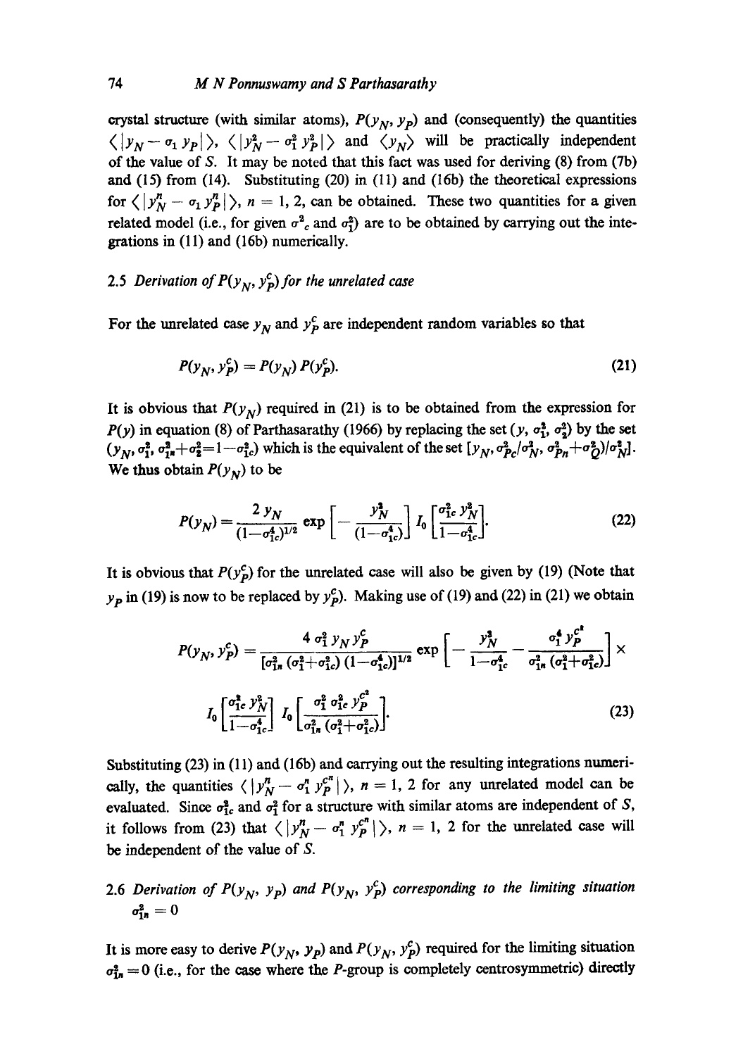crystal structure (with similar atoms), $P(y_N, y_P)$ and (consequently) the quantities $\langle |y_N - \sigma_1 y_P| \rangle$, $\langle |y_N^2 - \sigma_1^2 y_P^2| \rangle$ and $\langle y_N \rangle$ will be practically independent of the value of $S$. It may be noted that this fact was used for deriving (8) from (7b) and (15) from (14). Substituting (20) in (11) and (16b) the theoretical expressions for $\langle |y_N^n - \sigma_1 y_P^n| \rangle$, $n = 1, 2$, can be obtained. These two quantities for a given related model (i.e., for given $\sigma^2{}_c$ and $\sigma_1^2$) are to be obtained by carrying out the integrations in (11) and (16b) numerically.

### 2.5 *Derivation of $P(y_N, y_P^c)$ for the unrelated case*

For the unrelated case $y_N$ and $y_P^c$ are independent random variables so that

$$P(y_N, y_P^c) = P(y_N)\, P(y_P^c). \tag{21}$$

It is obvious that $P(y_N)$ required in (21) is to be obtained from the expression for $P(y)$ in equation (8) of Parthasarathy (1966) by replacing the set $(y, \sigma_1^2, \sigma_2^2)$ by the set $(y_N, \sigma_1^2, \sigma_{1n}^2 + \sigma_2^2 = 1 - \sigma_{1c}^2)$ which is the equivalent of the set $[y_N, \sigma_{Pc}^2/\sigma_N^2, \sigma_{Pn}^2 + \sigma_Q^2)/\sigma_N^2]$. We thus obtain $P(y_N)$ to be

$$P(y_N) = \frac{2\, y_N}{(1-\sigma_{1c}^4)^{1/2}} \exp\left[-\frac{y_N^2}{(1-\sigma_{1c}^4)}\right] I_0\left[\frac{\sigma_{1c}^2\, y_N^2}{1-\sigma_{1c}^4}\right]. \tag{22}$$

It is obvious that $P(y_P^c)$ for the unrelated case will also be given by (19) (Note that $y_P$ in (19) is now to be replaced by $y_P^c$). Making use of (19) and (22) in (21) we obtain

$$P(y_N, y_P^c) = \frac{4\, \sigma_1^2\, y_N\, y_P^c}{[\sigma_{1n}^2 (\sigma_1^2 + \sigma_{1c}^2)(1-\sigma_{1c}^4)]^{1/2}} \exp\left[-\frac{y_N^2}{1-\sigma_{1c}^4} - \frac{\sigma_1^4\, y_P^{c^2}}{\sigma_{1n}^2 (\sigma_1^2 + \sigma_{1c}^2)}\right] \times$$

$$I_0\left[\frac{\sigma_{1c}^2\, y_N^2}{1-\sigma_{1c}^4}\right] I_0\left[\frac{\sigma_1^2\, \sigma_{1c}^2\, y_P^{c^2}}{\sigma_{1n}^2 (\sigma_1^2 + \sigma_{1c}^2)}\right]. \tag{23}$$

Substituting (23) in (11) and (16b) and carrying out the resulting integrations numerically, the quantities $\langle |y_N^n - \sigma_1^n y_P^{c^n}| \rangle$, $n = 1, 2$ for any unrelated model can be evaluated. Since $\sigma_{1c}^2$ and $\sigma_1^2$ for a structure with similar atoms are independent of $S$, it follows from (23) that $\langle |y_N^n - \sigma_1^n y_P^{c^n}| \rangle$, $n = 1, 2$ for the unrelated case will be independent of the value of $S$.

### 2.6 *Derivation of $P(y_N, y_P)$ and $P(y_N, y_P^c)$ corresponding to the limiting situation $\sigma_{1n}^2 = 0$*

It is more easy to derive $P(y_N, y_P)$ and $P(y_N, y_P^c)$ required for the limiting situation $\sigma_{1n}^2 = 0$ (i.e., for the case where the $P$-group is completely centrosymmetric) directly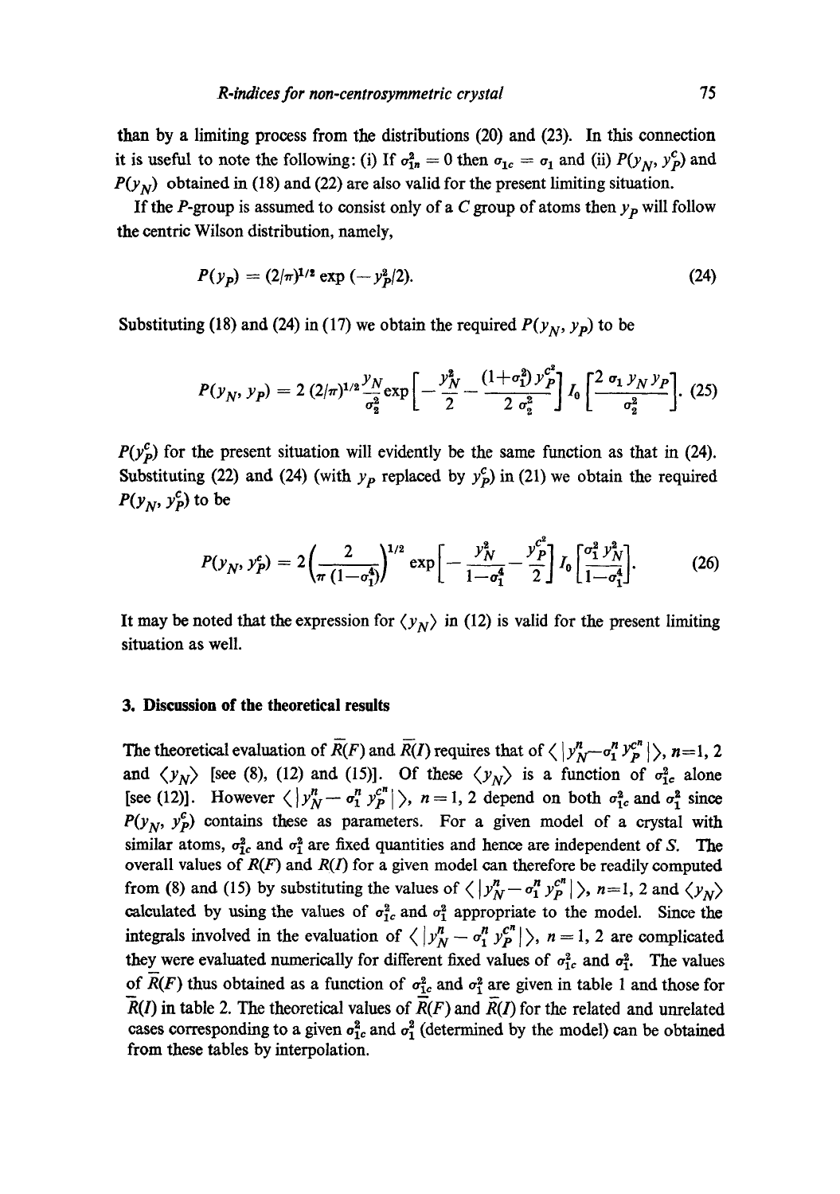than by a limiting process from the distributions (20) and (23). In this connection it is useful to note the following: (i) If $\sigma_{1n}^2 = 0$ then $\sigma_{1c} = \sigma_1$ and (ii) $P(y_N, y_P^c)$ and $P(y_N)$ obtained in (18) and (22) are also valid for the present limiting situation.

If the $P$-group is assumed to consist only of a $C$ group of atoms then $y_P$ will follow the centric Wilson distribution, namely,

$$P(y_P) = (2/\pi)^{1/2} \exp(-y_P^2/2). \tag{24}$$

Substituting (18) and (24) in (17) we obtain the required $P(y_N, y_P)$ to be

$$P(y_N, y_P) = 2\,(2/\pi)^{1/2} \frac{y_N}{\sigma_2^2} \exp\left[-\frac{y_N^2}{2} - \frac{(1+\sigma_1^2)\, y_P^{c^2}}{2\,\sigma_2^2}\right] I_0\left[\frac{2\,\sigma_1\, y_N\, y_P}{\sigma_2^2}\right]. \tag{25}$$

$P(y_P^c)$ for the present situation will evidently be the same function as that in (24). Substituting (22) and (24) (with $y_P$ replaced by $y_P^c$) in (21) we obtain the required $P(y_N, y_P^c)$ to be

$$P(y_N, y_P^c) = 2\left(\frac{2}{\pi\,(1-\sigma_1^4)}\right)^{1/2} \exp\left[-\frac{y_N^2}{1-\sigma_1^4} - \frac{y_P^{c^2}}{2}\right] I_0\left[\frac{\sigma_1^2\, y_N^2}{1-\sigma_1^4}\right]. \tag{26}$$

It may be noted that the expression for $\langle y_N \rangle$ in (12) is valid for the present limiting situation as well.

## 3. Discussion of the theoretical results

The theoretical evaluation of $\bar{R}(F)$ and $\bar{R}(I)$ requires that of $\langle |y_N^n - \sigma_1^n y_P^{c^n}| \rangle$, $n=1, 2$ and $\langle y_N \rangle$ [see (8), (12) and (15)]. Of these $\langle y_N \rangle$ is a function of $\sigma_{1c}^2$ alone [see (12)]. However $\langle |y_N^n - \sigma_1^n y_P^{c^n}| \rangle$, $n = 1, 2$ depend on both $\sigma_{1c}^2$ and $\sigma_1^2$ since $P(y_N, y_P^c)$ contains these as parameters. For a given model of a crystal with similar atoms, $\sigma_{1c}^2$ and $\sigma_1^2$ are fixed quantities and hence are independent of $S$. The overall values of $R(F)$ and $R(I)$ for a given model can therefore be readily computed from (8) and (15) by substituting the values of $\langle |y_N^n - \sigma_1^n y_P^{c^n}| \rangle$, $n=1, 2$ and $\langle y_N \rangle$ calculated by using the values of $\sigma_{1c}^2$ and $\sigma_1^2$ appropriate to the model. Since the integrals involved in the evaluation of $\langle |y_N^n - \sigma_1^n y_P^{c^n}| \rangle$, $n = 1, 2$ are complicated they were evaluated numerically for different fixed values of $\sigma_{1c}^2$ and $\sigma_1^2$. The values of $\bar{R}(F)$ thus obtained as a function of $\sigma_{1c}^2$ and $\sigma_1^2$ are given in table 1 and those for $\bar{R}(I)$ in table 2. The theoretical values of $\bar{R}(F)$ and $\bar{R}(I)$ for the related and unrelated cases corresponding to a given $\sigma_{1c}^2$ and $\sigma_1^2$ (determined by the model) can be obtained from these tables by interpolation.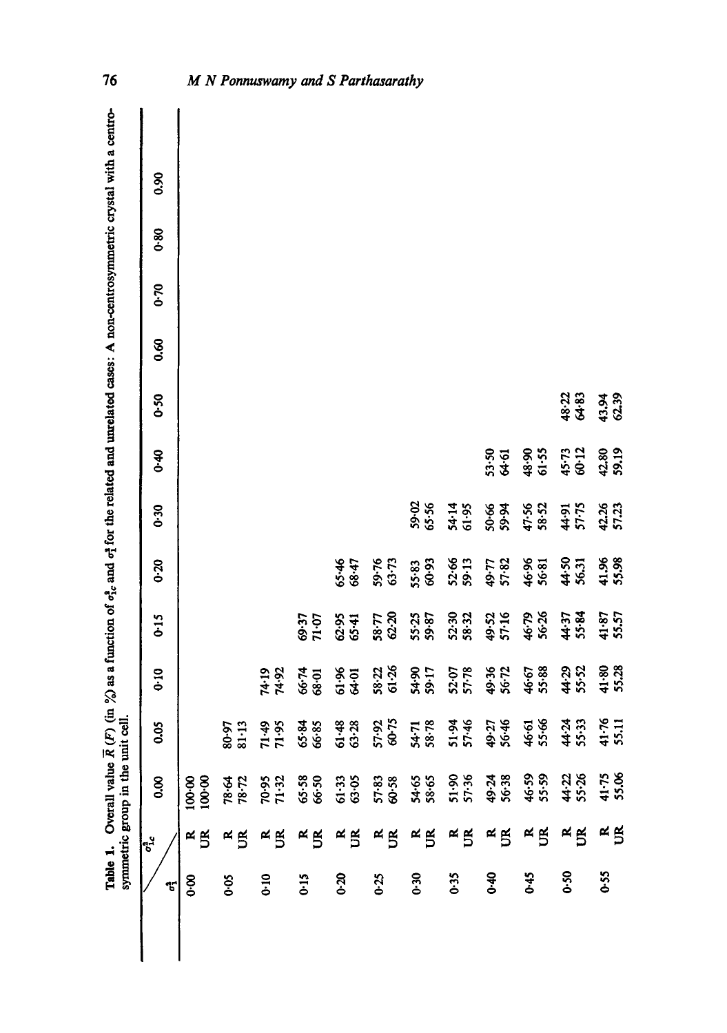**Table 1.** Overall value $\bar{R}(F)$ (in %) as a function of $\sigma_{1c}^2$ and $\sigma_1^2$ for the related and unrelated cases: A non-centrosymmetric crystal with a centrosymmetric group in the unit cell.

| $\sigma_1^2$ \ $\sigma_{1c}^2$ | | 0.00 | 0.05 | 0.10 | 0.15 | 0.20 | 0.30 | 0.40 | 0.50 | 0.60 | 0.70 | 0.80 | 0.90 |
|---|---|---|---|---|---|---|---|---|---|---|---|---|---|
| 0.00 | R | 100.00 | | | | | | | | | | | |
| | UR | 100.00 | | | | | | | | | | | |
| 0.05 | R | 78.64 | 80.97 | | | | | | | | | | |
| | UR | 78.72 | 81.13 | | | | | | | | | | |
| 0.10 | R | 70.95 | 71.49 | 74.19 | | | | | | | | | |
| | UR | 71.32 | 71.95 | 74.92 | | | | | | | | | |
| 0.15 | R | 65.58 | 65.84 | 66.74 | 69.37 | | | | | | | | |
| | UR | 66.50 | 66.85 | 68.01 | 71.07 | | | | | | | | |
| 0.20 | R | 61.33 | 61.48 | 61.96 | 62.95 | 65.46 | | | | | | | |
| | UR | 63.05 | 63.28 | 64.01 | 65.41 | 68.47 | | | | | | | |
| 0.25 | R | 57.83 | 57.92 | 58.22 | 58.77 | 59.76 | | | | | | | |
| | UR | 60.58 | 60.75 | 61.26 | 62.20 | 63.73 | | | | | | | |
| 0.30 | R | 54.65 | 54.71 | 54.90 | 55.25 | 55.83 | 59.02 | | | | | | |
| | UR | 58.65 | 58.78 | 59.17 | 59.87 | 60.93 | 65.56 | | | | | | |
| 0.35 | R | 51.90 | 51.94 | 52.07 | 52.30 | 52.66 | 54.14 | | | | | | |
| | UR | 57.36 | 57.46 | 57.78 | 58.32 | 59.13 | 61.95 | | | | | | |
| 0.40 | R | 49.24 | 49.27 | 49.36 | 49.52 | 49.77 | 50.66 | 53.50 | | | | | |
| | UR | 56.38 | 56.46 | 56.72 | 57.16 | 57.82 | 59.94 | 64.61 | | | | | |
| 0.45 | R | 46.59 | 46.61 | 46.67 | 46.79 | 46.96 | 47.56 | 48.90 | | | | | |
| | UR | 55.59 | 55.66 | 55.88 | 56.26 | 56.81 | 58.52 | 61.55 | | | | | |
| 0.50 | R | 44.22 | 44.24 | 44.29 | 44.37 | 44.50 | 44.91 | 45.73 | 48.22 | | | | |
| | UR | 55.26 | 55.33 | 55.52 | 55.84 | 56.31 | 57.75 | 60.12 | 64.83 | | | | |
| 0.55 | R | 41.75 | 41.76 | 41.80 | 41.87 | 41.96 | 42.26 | 42.80 | 43.94 | | | | |
| | UR | 55.06 | 55.11 | 55.28 | 55.57 | 55.98 | 57.23 | 59.19 | 62.39 | | | | |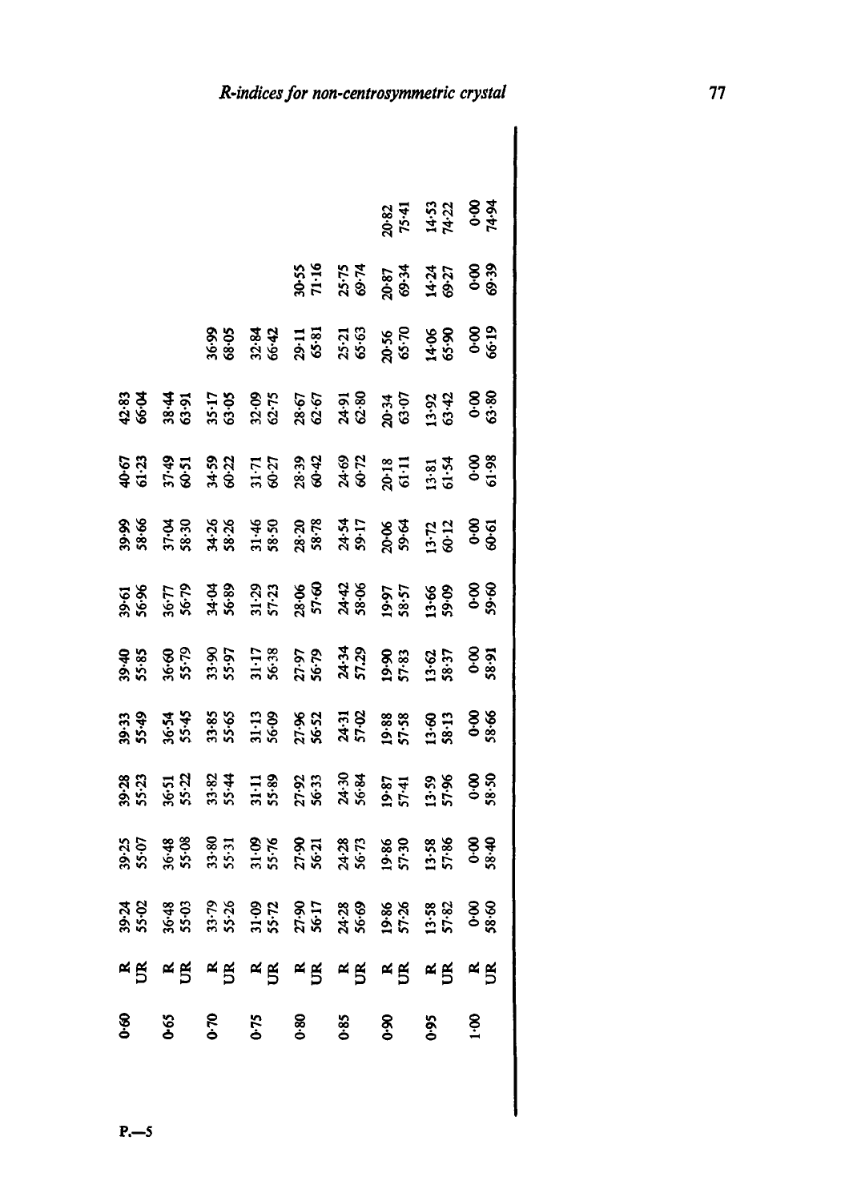|  |  |  |  |  |  |  |  |  |  |  |  |  |  |
|---|---|---|---|---|---|---|---|---|---|---|---|---|---|
| 0·60 | R | 39·24 | 39·25 | 39·28 | 39·33 | 39·40 | 39·61 | 39·99 | 40·67 | 42·83 |  |  |  |
|  | UR | 55·02 | 55·07 | 55·23 | 55·49 | 55·85 | 56·96 | 58·66 | 61·23 | 66·04 |  |  |  |
| 0·65 | R | 36·48 | 36·48 | 36·51 | 36·54 | 36·60 | 36·77 | 37·04 | 37·49 | 38·44 |  |  |  |
|  | UR | 55·03 | 55·08 | 55·22 | 55·45 | 55·79 | 56·79 | 58·30 | 60·51 | 63·91 |  |  |  |
| 0·70 | R | 33·79 | 33·80 | 33·82 | 33·85 | 33·90 | 34·04 | 34·26 | 34·59 | 35·17 | 36·99 |  |  |
|  | UR | 55·26 | 55·31 | 55·44 | 55·65 | 55·97 | 56·89 | 58·26 | 60·22 | 63·05 | 68·05 |  |  |
| 0·75 | R | 31·09 | 31·09 | 31·11 | 31·13 | 31·17 | 31·29 | 31·46 | 31·71 | 32·09 | 32·84 |  |  |
|  | UR | 55·72 | 55·76 | 55·89 | 56·09 | 56·38 | 57·23 | 58·50 | 60·27 | 62·75 | 66·42 |  |  |
| 0·80 | R | 27·90 | 27·90 | 27·92 | 27·96 | 27·97 | 28·06 | 28·20 | 28·39 | 28·67 | 29·11 | 30·55 |  |
|  | UR | 56·17 | 56·21 | 56·33 | 56·52 | 56·79 | 57·60 | 58·78 | 60·42 | 62·67 | 65·81 | 71·16 |  |
| 0·85 | R | 24·28 | 24·28 | 24·30 | 24·31 | 24·34 | 24·42 | 24·54 | 24·69 | 24·91 | 25·21 | 25·75 |  |
|  | UR | 56·69 | 56·73 | 56·84 | 57·02 | 57·29 | 58·06 | 59·17 | 60·72 | 62·80 | 65·63 | 69·74 |  |
| 0·90 | R | 19·86 | 19·86 | 19·87 | 19·88 | 19·90 | 19·97 | 20·06 | 20·18 | 20·34 | 20·56 | 20·87 | 20·82 |
|  | UR | 57·26 | 57·30 | 57·41 | 57·58 | 57·83 | 58·57 | 59·64 | 61·11 | 63·07 | 65·70 | 69·34 | 75·41 |
| 0·95 | R | 13·58 | 13·58 | 13·59 | 13·60 | 13·62 | 13·66 | 13·72 | 13·81 | 13·92 | 14·06 | 14·24 | 14·53 |
|  | UR | 57·82 | 57·86 | 57·96 | 58·13 | 58·37 | 59·09 | 60·12 | 61·54 | 63·42 | 65·90 | 69·27 | 74·22 |
| 1·00 | R | 0·00 | 0·00 | 0·00 | 0·00 | 0·00 | 0·00 | 0·00 | 0·00 | 0·00 | 0·00 | 0·00 | 0·00 |
|  | UR | 58·60 | 58·40 | 58·50 | 58·66 | 58·91 | 59·60 | 60·61 | 61·98 | 63·80 | 66·19 | 69·39 | 74·94 |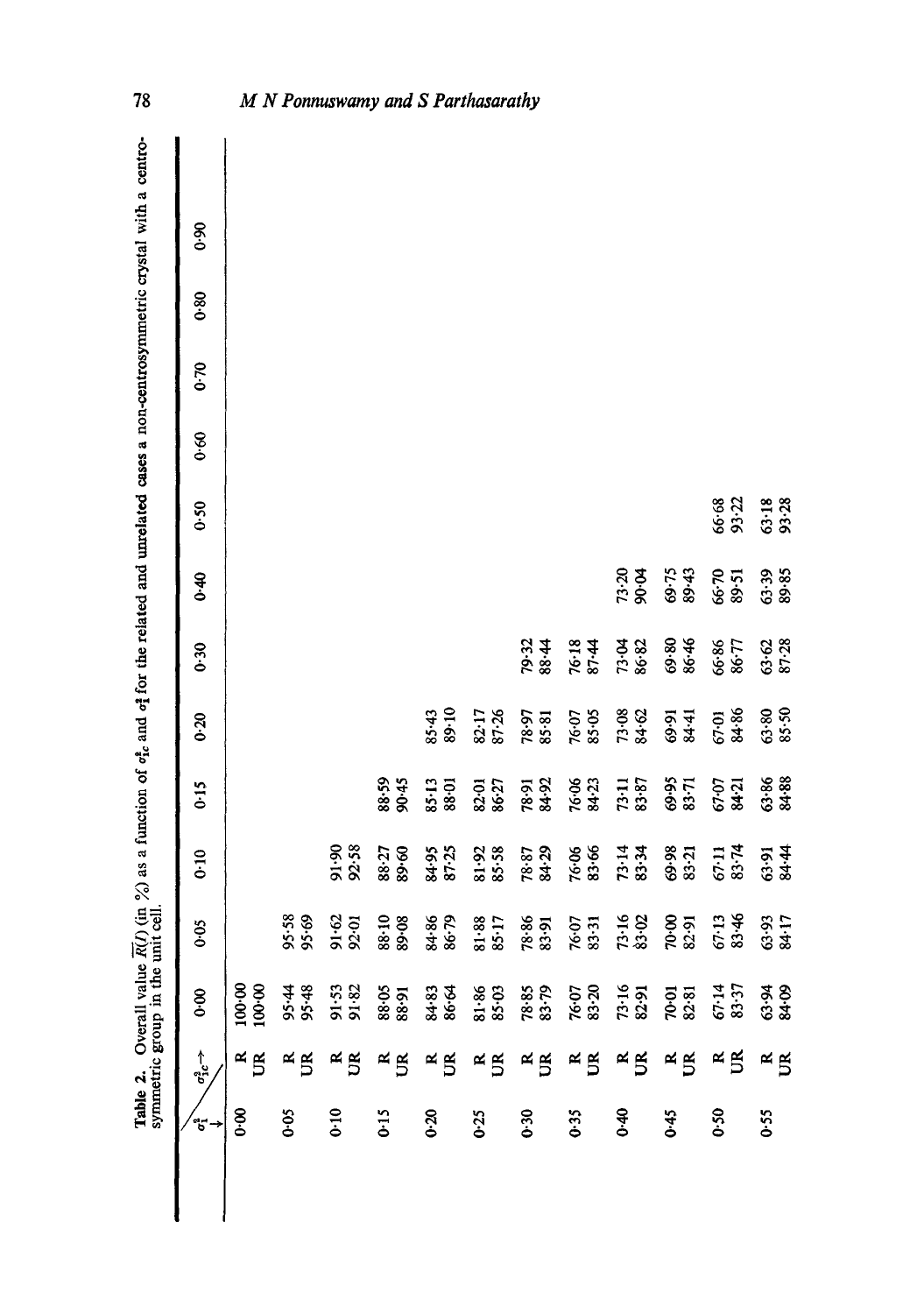**Table 2.** Overall value $\overline{R}(I)$ (in %) as a function of $\sigma_{1c}^2$ and $\sigma_1^2$ for the related and unrelated cases a non-centrosymmetric crystal with a centrosymmetric group in the unit cell.

| $\sigma_1^2 \downarrow$ | $\sigma_{1c}^2 \rightarrow$ | 0·00 | 0·05 | 0·10 | 0·15 | 0·20 | 0·30 | 0·40 | 0·50 | 0·60 | 0·70 | 0·80 | 0·90 |
|---|---|---|---|---|---|---|---|---|---|---|---|---|---|
| 0·00 | R | 100·00 | | | | | | | | | | | |
| | UR | 100·00 | | | | | | | | | | | |
| 0·05 | R | 95·44 | 95·58 | | | | | | | | | | |
| | UR | 95·48 | 95·69 | | | | | | | | | | |
| 0·10 | R | 91·53 | 91·62 | 91·90 | | | | | | | | | |
| | UR | 91·82 | 92·01 | 92·58 | | | | | | | | | |
| 0·15 | R | 88·05 | 88·10 | 88·27 | 88·59 | | | | | | | | |
| | UR | 88·91 | 89·08 | 89·60 | 90·45 | | | | | | | | |
| 0·20 | R | 84·83 | 84·86 | 84·95 | 85·13 | 85·43 | | | | | | | |
| | UR | 86·64 | 86·79 | 87·25 | 88·01 | 89·10 | | | | | | | |
| 0·25 | R | 81·86 | 81·88 | 81·92 | 82·01 | 82·17 | | | | | | | |
| | UR | 85·03 | 85·17 | 85·58 | 86·27 | 87·26 | | | | | | | |
| 0·30 | R | 78·85 | 78·86 | 78·87 | 78·91 | 78·97 | 79·32 | | | | | | |
| | UR | 83·79 | 83·91 | 84·29 | 84·92 | 85·81 | 88·44 | | | | | | |
| 0·35 | R | 76·07 | 76·07 | 76·06 | 76·06 | 76·07 | 76·18 | | | | | | |
| | UR | 83·20 | 83·31 | 83·66 | 84·23 | 85·05 | 87·44 | | | | | | |
| 0·40 | R | 73·16 | 73·16 | 73·14 | 73·11 | 73·08 | 73·04 | 73·20 | | | | | |
| | UR | 82·91 | 83·02 | 83·34 | 83·87 | 84·62 | 86·82 | 90·04 | | | | | |
| 0·45 | R | 70·01 | 70·00 | 69·98 | 69·95 | 69·91 | 69·80 | 69·75 | | | | | |
| | UR | 82·81 | 82·91 | 83·21 | 83·71 | 84·41 | 86·46 | 89·43 | | | | | |
| 0·50 | R | 67·14 | 67·13 | 67·11 | 67·07 | 67·01 | 66·86 | 66·70 | 66·68 | | | | |
| | UR | 83·37 | 83·46 | 83·74 | 84·21 | 84·86 | 86·77 | 89·51 | 93·22 | | | | |
| 0·55 | R | 63·94 | 63·93 | 63·91 | 63·86 | 63·80 | 63·62 | 63·39 | 63·18 | | | | |
| | UR | 84·09 | 84·17 | 84·44 | 84·88 | 85·50 | 87·28 | 89·85 | 93·28 | | | | |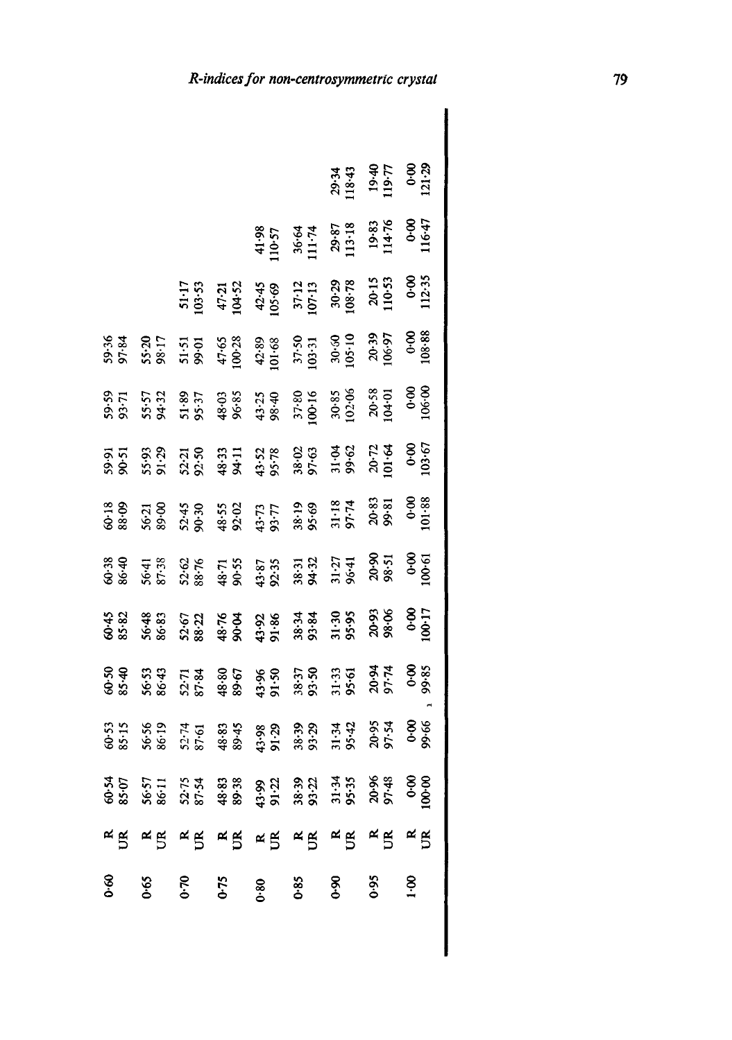| | | | | | | | | | | | | | |
|---|---|---|---|---|---|---|---|---|---|---|---|---|---|
| 0·60 | R | 60·54 | 60·53 | 60·50 | 60·45 | 60·38 | 60·18 | 59·91 | 59·59 | 59·36 | | | |
| | UR | 85·07 | 85·15 | 85·40 | 85·82 | 86·40 | 88·09 | 90·51 | 93·71 | 97·84 | | | |
| 0·65 | R | 56·57 | 56·56 | 56·53 | 56·48 | 56·41 | 56·21 | 55·93 | 55·57 | 55·20 | | | |
| | UR | 86·11 | 86·19 | 86·43 | 86·83 | 87·38 | 89·00 | 91·29 | 94·32 | 98·17 | | | |
| 0·70 | R | 52·75 | 52·74 | 52·71 | 52·67 | 52·62 | 52·45 | 52·21 | 51·89 | 51·51 | 51·17 | | |
| | UR | 87·54 | 87·61 | 87·84 | 88·22 | 88·76 | 90·30 | 92·50 | 95·37 | 99·01 | 103·53 | | |
| 0·75 | R | 48·83 | 48·83 | 48·80 | 48·76 | 48·71 | 48·55 | 48·33 | 48·03 | 47·65 | 47·21 | | |
| | UR | 89·38 | 89·45 | 89·67 | 90·04 | 90·55 | 92·02 | 94·11 | 96·85 | 100·28 | 104·52 | | |
| 0·80 | R | 43·99 | 43·98 | 43·96 | 43·92 | 43·87 | 43·73 | 43·52 | 43·25 | 42·89 | 42·45 | 41·98 | |
| | UR | 91·22 | 91·29 | 91·50 | 91·86 | 92·35 | 93·77 | 95·78 | 98·40 | 101·68 | 105·69 | 110·57 | |
| 0·85 | R | 38·39 | 38·39 | 38·37 | 38·34 | 38·31 | 38·19 | 38·02 | 37·80 | 37·50 | 37·12 | 36·64 | |
| | UR | 93·22 | 93·29 | 93·50 | 93·84 | 94·32 | 95·69 | 97·63 | 100·16 | 103·31 | 107·13 | 111·74 | |
| 0·90 | R | 31·34 | 31·34 | 31·33 | 31·30 | 31·27 | 31·18 | 31·04 | 30·85 | 30·60 | 30·29 | 29·87 | 29·34 |
| | UR | 95·35 | 95·42 | 95·61 | 95·95 | 96·41 | 97·74 | 99·62 | 102·06 | 105·10 | 108·78 | 113·18 | 118·43 |
| 0·95 | R | 20·96 | 20·95 | 20·94 | 20·93 | 20·90 | 20·83 | 20·72 | 20·58 | 20·39 | 20·15 | 19·83 | 19·40 |
| | UR | 97·48 | 97·54 | 97·74 | 98·06 | 98·51 | 99·81 | 101·64 | 104·01 | 106·97 | 110·53 | 114·76 | 119·77 |
| 1·00 | R | 0·00 | 0·00 | 0·00 | 0·00 | 0·00 | 0·00 | 0·00 | 0·00 | 0·00 | 0·00 | 0·00 | 0·00 |
| | UR | 100·00 | 99·66 | 99·85 | 100·17 | 100·61 | 101·88 | 103·67 | 106·00 | 108·88 | 112·35 | 116·47 | 121·29 |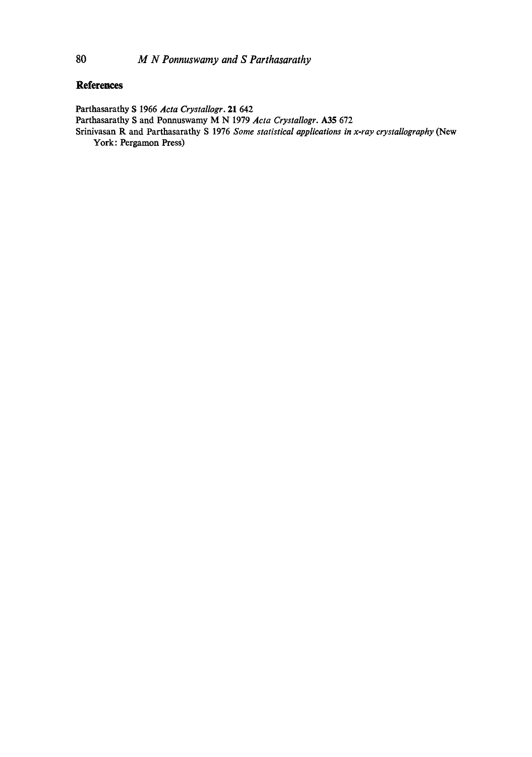## References

Parthasarathy S 1966 *Acta Crystallogr.* **21** 642

Parthasarathy S and Ponnuswamy M N 1979 *Acta Crystallogr.* **A35** 672

Srinivasan R and Parthasarathy S 1976 *Some statistical applications in x-ray crystallography* (New York: Pergamon Press)